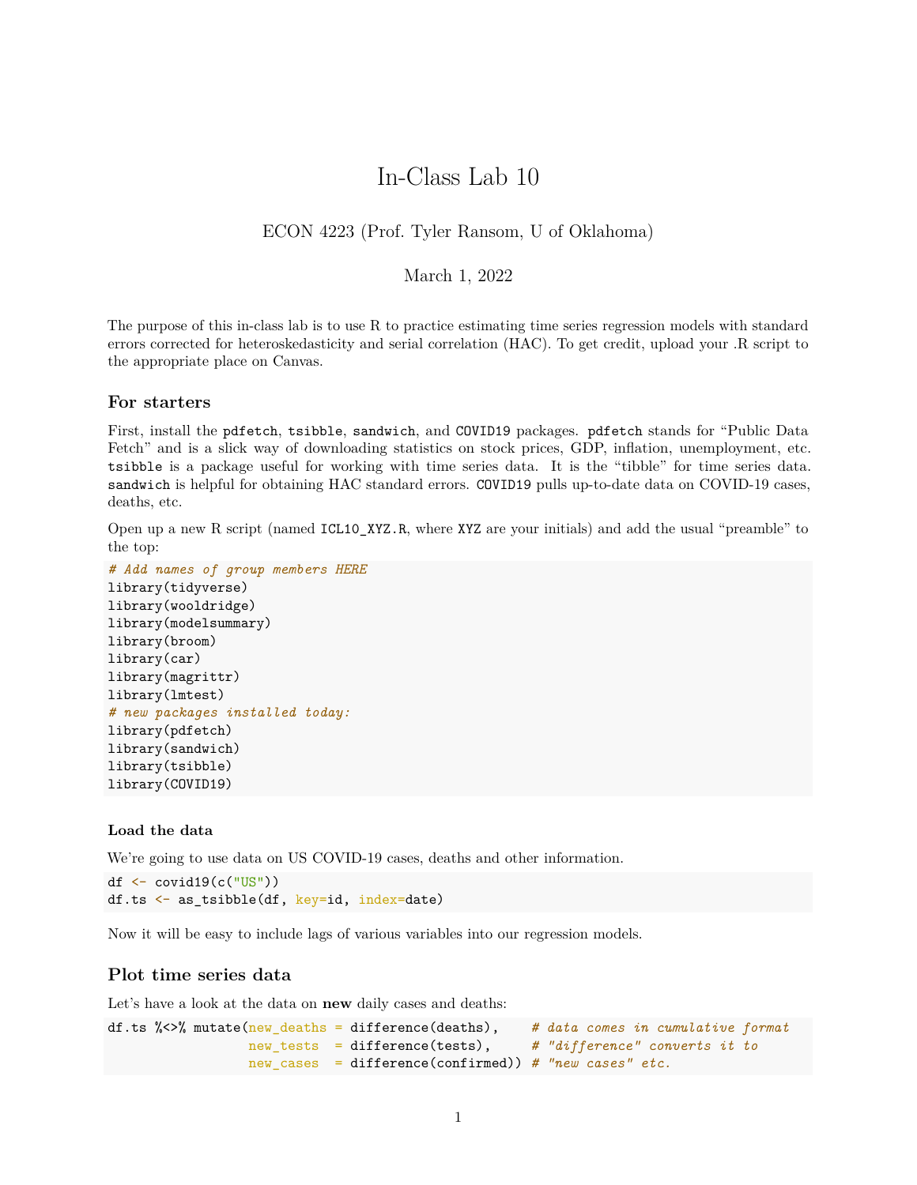# In-Class Lab 10

ECON 4223 (Prof. Tyler Ransom, U of Oklahoma)

March 1, 2022

The purpose of this in-class lab is to use R to practice estimating time series regression models with standard errors corrected for heteroskedasticity and serial correlation (HAC). To get credit, upload your .R script to the appropriate place on Canvas.

## For starters

First, install the `pdfetch`, `tsibble`, `sandwich`, and `COVID19` packages. `pdfetch` stands for "Public Data Fetch" and is a slick way of downloading statistics on stock prices, GDP, inflation, unemployment, etc. `tsibble` is a package useful for working with time series data. It is the "tibble" for time series data. `sandwich` is helpful for obtaining HAC standard errors. `COVID19` pulls up-to-date data on COVID-19 cases, deaths, etc.

Open up a new R script (named `ICL10_XYZ.R`, where `XYZ` are your initials) and add the usual "preamble" to the top:

```
# Add names of group members HERE
library(tidyverse)
library(wooldridge)
library(modelsummary)
library(broom)
library(car)
library(magrittr)
library(lmtest)
# new packages installed today:
library(pdfetch)
library(sandwich)
library(tsibble)
library(COVID19)
```

### Load the data

We're going to use data on US COVID-19 cases, deaths and other information.

```
df <- covid19(c("US"))
df.ts <- as_tsibble(df, key=id, index=date)
```

Now it will be easy to include lags of various variables into our regression models.

## Plot time series data

Let's have a look at the data on **new** daily cases and deaths:

```
df.ts %<>% mutate(new_deaths = difference(deaths),    # data comes in cumulative format
                  new_tests  = difference(tests),     # "difference" converts it to
                  new_cases  = difference(confirmed)) # "new cases" etc.
```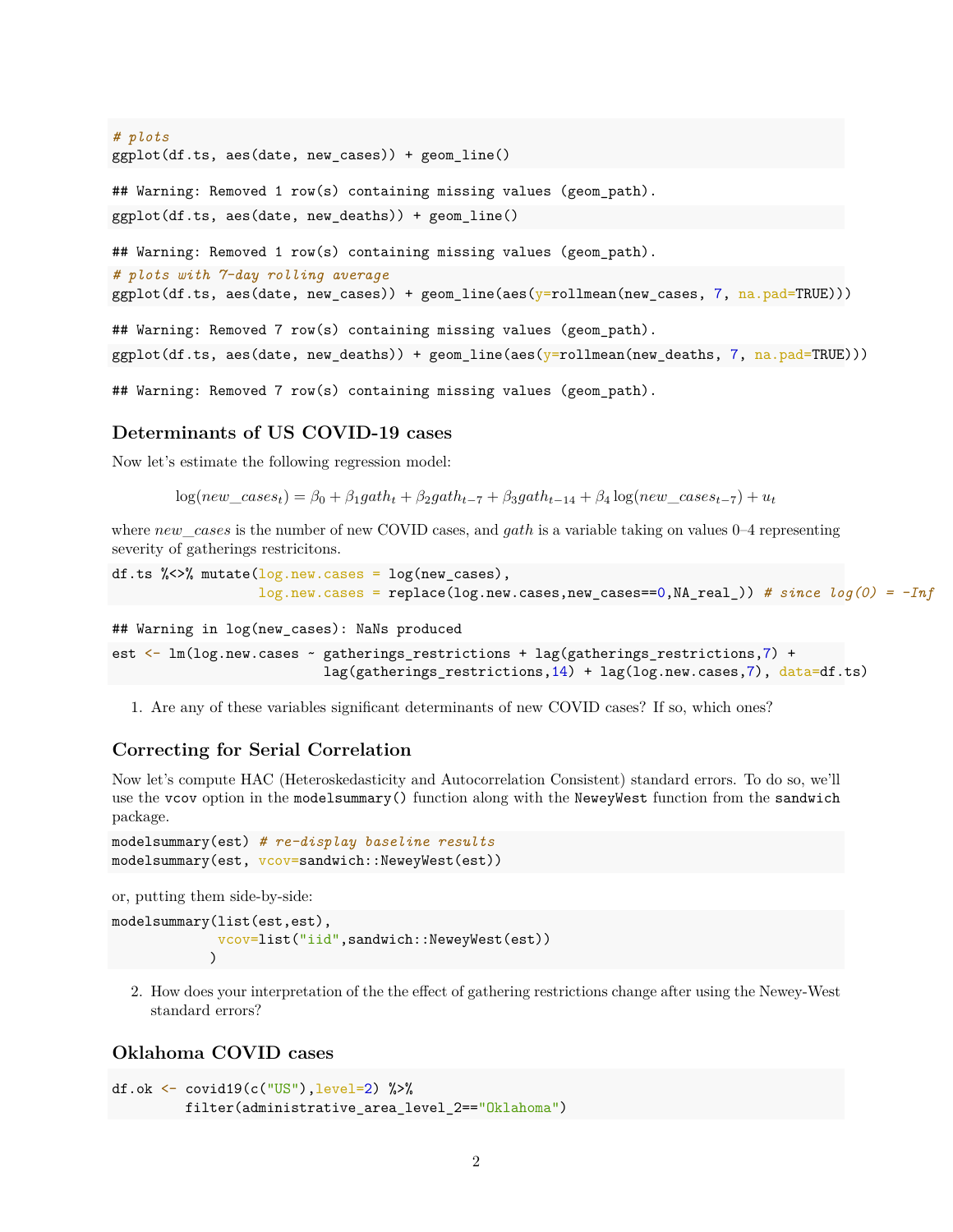```r
# plots
ggplot(df.ts, aes(date, new_cases)) + geom_line()
```

```
## Warning: Removed 1 row(s) containing missing values (geom_path).
```

```r
ggplot(df.ts, aes(date, new_deaths)) + geom_line()
```

```
## Warning: Removed 1 row(s) containing missing values (geom_path).
```

```r
# plots with 7-day rolling average
ggplot(df.ts, aes(date, new_cases)) + geom_line(aes(y=rollmean(new_cases, 7, na.pad=TRUE)))
```

```
## Warning: Removed 7 row(s) containing missing values (geom_path).
```

```r
ggplot(df.ts, aes(date, new_deaths)) + geom_line(aes(y=rollmean(new_deaths, 7, na.pad=TRUE)))
```

```
## Warning: Removed 7 row(s) containing missing values (geom_path).
```

### Determinants of US COVID-19 cases

Now let's estimate the following regression model:

$$\log(new\_cases_t) = \beta_0 + \beta_1 gath_t + \beta_2 gath_{t-7} + \beta_3 gath_{t-14} + \beta_4 \log(new\_cases_{t-7}) + u_t$$

where $new\_cases$ is the number of new COVID cases, and $gath$ is a variable taking on values 0–4 representing severity of gatherings restricitons.

```r
df.ts %<>% mutate(log.new.cases = log(new_cases),
                  log.new.cases = replace(log.new.cases,new_cases==0,NA_real_)) # since log(0) = -Inf
```

```
## Warning in log(new_cases): NaNs produced
```

```r
est <- lm(log.new.cases ~ gatherings_restrictions + lag(gatherings_restrictions,7) +
                          lag(gatherings_restrictions,14) + lag(log.new.cases,7), data=df.ts)
```

1. Are any of these variables significant determinants of new COVID cases? If so, which ones?

### Correcting for Serial Correlation

Now let's compute HAC (Heteroskedasticity and Autocorrelation Consistent) standard errors. To do so, we'll use the `vcov` option in the `modelsummary()` function along with the `NeweyWest` function from the `sandwich` package.

```r
modelsummary(est) # re-display baseline results
modelsummary(est, vcov=sandwich::NeweyWest(est))
```

or, putting them side-by-side:

```r
modelsummary(list(est,est),
             vcov=list("iid",sandwich::NeweyWest(est))
            )
```

2. How does your interpretation of the the effect of gathering restrictions change after using the Newey-West standard errors?

### Oklahoma COVID cases

```r
df.ok <- covid19(c("US"),level=2) %>%
         filter(administrative_area_level_2=="Oklahoma")
```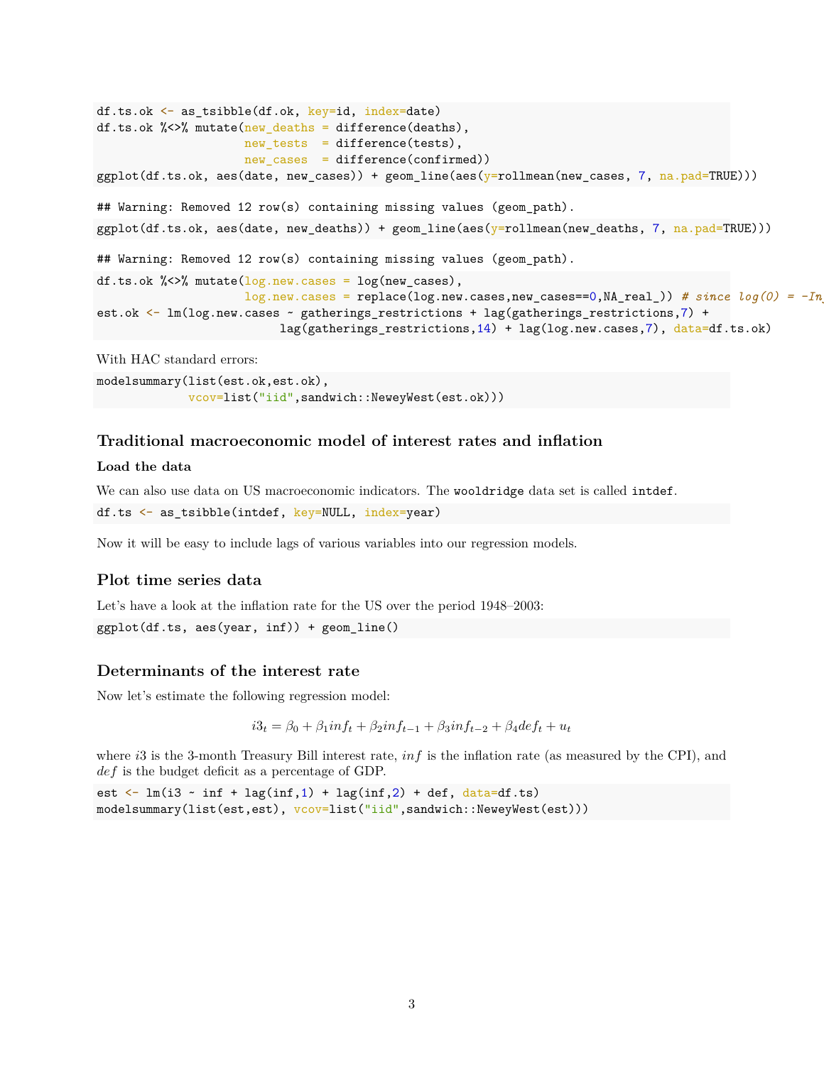```
df.ts.ok <- as_tsibble(df.ok, key=id, index=date)
df.ts.ok %<>% mutate(new_deaths = difference(deaths),
                     new_tests  = difference(tests),
                     new_cases  = difference(confirmed))
ggplot(df.ts.ok, aes(date, new_cases)) + geom_line(aes(y=rollmean(new_cases, 7, na.pad=TRUE)))
```

```
## Warning: Removed 12 row(s) containing missing values (geom_path).
```

```
ggplot(df.ts.ok, aes(date, new_deaths)) + geom_line(aes(y=rollmean(new_deaths, 7, na.pad=TRUE)))
```

```
## Warning: Removed 12 row(s) containing missing values (geom_path).
```

```
df.ts.ok %<>% mutate(log.new.cases = log(new_cases),
                     log.new.cases = replace(log.new.cases,new_cases==0,NA_real_)) # since log(0) = -In
est.ok <- lm(log.new.cases ~ gatherings_restrictions + lag(gatherings_restrictions,7) +
                           lag(gatherings_restrictions,14) + lag(log.new.cases,7), data=df.ts.ok)
```

With HAC standard errors:

```
modelsummary(list(est.ok,est.ok),
             vcov=list("iid",sandwich::NeweyWest(est.ok)))
```

## Traditional macroeconomic model of interest rates and inflation

### Load the data

We can also use data on US macroeconomic indicators. The `wooldridge` data set is called `intdef`.

```
df.ts <- as_tsibble(intdef, key=NULL, index=year)
```

Now it will be easy to include lags of various variables into our regression models.

## Plot time series data

Let's have a look at the inflation rate for the US over the period 1948–2003:

```
ggplot(df.ts, aes(year, inf)) + geom_line()
```

## Determinants of the interest rate

Now let's estimate the following regression model:

$$i3_t = \beta_0 + \beta_1 inf_t + \beta_2 inf_{t-1} + \beta_3 inf_{t-2} + \beta_4 def_t + u_t$$

where $i3$ is the 3-month Treasury Bill interest rate, $inf$ is the inflation rate (as measured by the CPI), and $def$ is the budget deficit as a percentage of GDP.

```
est <- lm(i3 ~ inf + lag(inf,1) + lag(inf,2) + def, data=df.ts)
modelsummary(list(est,est), vcov=list("iid",sandwich::NeweyWest(est)))
```